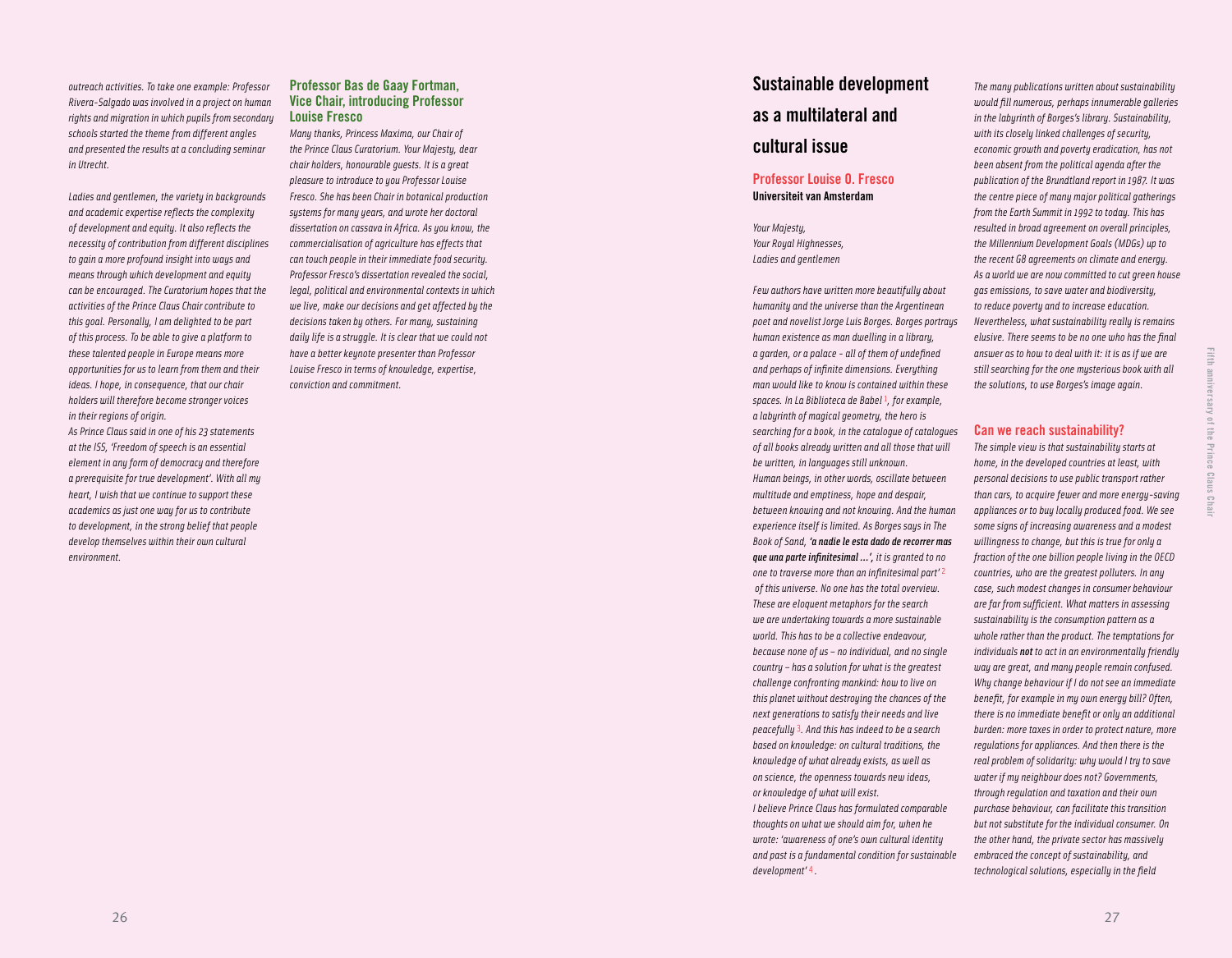*outreach activities. To take one example: Professor Rivera-Salgado was involved in a project on human rights and migration in which pupils from secondary schools started the theme from different angles and presented the results at a concluding seminar in Utrecht.*

*Ladies and gentlemen, the variety in backgrounds and academic expertise reflects the complexity of development and equity. It also reflects the necessity of contribution from different disciplines to gain a more profound insight into ways and means through which development and equity can be encouraged. The Curatorium hopes that the activities of the Prince Claus Chair contribute to this goal. Personally, I am delighted to be part of this process. To be able to give a platform to these talented people in Europe means more opportunities for us to learn from them and their ideas. I hope, in consequence, that our chair holders will therefore become stronger voices in their regions of origin.*

*As Prince Claus said in one of his 23 statements at the ISS, 'Freedom of speech is an essential element in any form of democracy and therefore a prerequisite for true development'. With all my heart, I wish that we continue to support these academics as just one way for us to contribute to development, in the strong belief that people develop themselves within their own cultural environment.*

### Professor Bas de Gaay Fortman, Vice Chair, introducing Professor Louise Fresco

*Many thanks, Princess Maxima, our Chair of the Prince Claus Curatorium. Your Majesty, dear chair holders, honourable guests. It is a great pleasure to introduce to you Professor Louise Fresco. She has been Chair in botanical production systems for many years, and wrote her doctoral dissertation on cassava in Africa. As you know, the commercialisation of agriculture has effects that can touch people in their immediate food security. Professor Fresco's dissertation revealed the social, legal, political and environmental contexts in which we live, make our decisions and get affected by the decisions taken by others. For many, sustaining daily life is a struggle. It is clear that we could not have a better keynote presenter than Professor Louise Fresco in terms of knowledge, expertise, conviction and commitment.*

# Sustainable development as a multilateral and cultural issue

### Professor Louise O. Fresco
**Universiteit van Amsterdam**

*Your Majesty,*
*Your Royal Highnesses,*
*Ladies and gentlemen*

*Few authors have written more beautifully about humanity and the universe than the Argentinean poet and novelist Jorge Luis Borges. Borges portrays human existence as man dwelling in a library, a garden, or a palace - all of them of undefined and perhaps of infinite dimensions. Everything man would like to know is contained within these spaces. In La Biblioteca de Babel [1], for example, a labyrinth of magical geometry, the hero is searching for a book, in the catalogue of catalogues of all books already written and all those that will be written, in languages still unknown.*

*Human beings, in other words, oscillate between multitude and emptiness, hope and despair, between knowing and not knowing. And the human experience itself is limited. As Borges says in The Book of Sand, **'a nadie le esta dado de recorrer mas que una parte infinitesimal ...'**, it is granted to no one to traverse more than an infinitesimal part' [2] of this universe. No one has the total overview. These are eloquent metaphors for the search we are undertaking towards a more sustainable world. This has to be a collective endeavour, because none of us – no individual, and no single country – has a solution for what is the greatest challenge confronting mankind: how to live on this planet without destroying the chances of the next generations to satisfy their needs and live peacefully [3]. And this has indeed to be a search based on knowledge: on cultural traditions, the knowledge of what already exists, as well as on science, the openness towards new ideas, or knowledge of what will exist.*

*I believe Prince Claus has formulated comparable thoughts on what we should aim for, when he wrote: 'awareness of one's own cultural identity and past is a fundamental condition for sustainable development' [4].*

*The many publications written about sustainability would fill numerous, perhaps innumerable galleries in the labyrinth of Borges's library. Sustainability, with its closely linked challenges of security, economic growth and poverty eradication, has not been absent from the political agenda after the publication of the Brundtland report in 1987. It was the centre piece of many major political gatherings from the Earth Summit in 1992 to today. This has resulted in broad agreement on overall principles, the Millennium Development Goals (MDGs) up to the recent G8 agreements on climate and energy. As a world we are now committed to cut green house gas emissions, to save water and biodiversity, to reduce poverty and to increase education. Nevertheless, what sustainability really is remains elusive. There seems to be no one who has the final answer as to how to deal with it: it is as if we are still searching for the one mysterious book with all the solutions, to use Borges's image again.*

### Can we reach sustainability?

*The simple view is that sustainability starts at home, in the developed countries at least, with personal decisions to use public transport rather than cars, to acquire fewer and more energy-saving appliances or to buy locally produced food. We see some signs of increasing awareness and a modest willingness to change, but this is true for only a fraction of the one billion people living in the OECD countries, who are the greatest polluters. In any case, such modest changes in consumer behaviour are far from sufficient. What matters in assessing sustainability is the consumption pattern as a whole rather than the product. The temptations for individuals **not** to act in an environmentally friendly way are great, and many people remain confused. Why change behaviour if I do not see an immediate benefit, for example in my own energy bill? Often, there is no immediate benefit or only an additional burden: more taxes in order to protect nature, more regulations for appliances. And then there is the real problem of solidarity: why would I try to save water if my neighbour does not? Governments, through regulation and taxation and their own purchase behaviour, can facilitate this transition but not substitute for the individual consumer. On the other hand, the private sector has massively embraced the concept of sustainability, and technological solutions, especially in the field*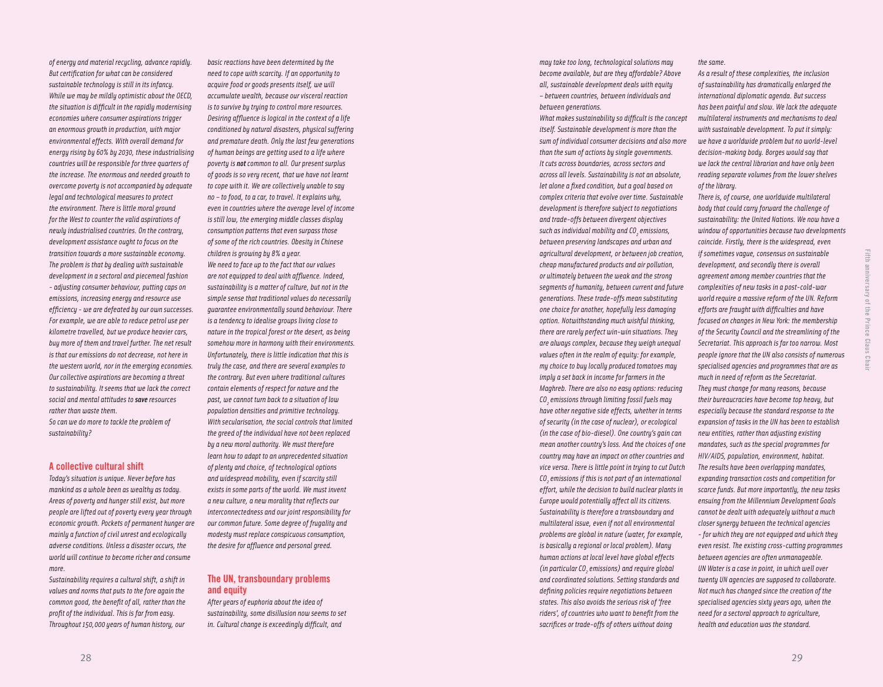*of energy and material recycling, advance rapidly. But certification for what can be considered sustainable technology is still in its infancy.*

*While we may be mildly optimistic about the OECD, the situation is difficult in the rapidly modernising economies where consumer aspirations trigger an enormous growth in production, with major environmental effects. With overall demand for energy rising by 60% by 2030, these industrialising countries will be responsible for three quarters of the increase. The enormous and needed growth to overcome poverty is not accompanied by adequate legal and technological measures to protect the environment. There is little moral ground for the West to counter the valid aspirations of newly industrialised countries. On the contrary, development assistance ought to focus on the transition towards a more sustainable economy. The problem is that by dealing with sustainable development in a sectoral and piecemeal fashion - adjusting consumer behaviour, putting caps on emissions, increasing energy and resource use efficiency - we are defeated by our own successes. For example, we are able to reduce petrol use per kilometre travelled, but we produce heavier cars, buy more of them and travel further. The net result is that our emissions do not decrease, not here in the western world, nor in the emerging economies. Our collective aspirations are becoming a threat to sustainability. It seems that we lack the correct social and mental attitudes to* ***save*** *resources rather than waste them.*

*So can we do more to tackle the problem of sustainability?*

## A collective cultural shift

*Today's situation is unique. Never before has mankind as a whole been as wealthy as today. Areas of poverty and hunger still exist, but more people are lifted out of poverty every year through economic growth. Pockets of permanent hunger are mainly a function of civil unrest and ecologically adverse conditions. Unless a disaster occurs, the world will continue to become richer and consume more.*

*Sustainability requires a cultural shift, a shift in values and norms that puts to the fore again the common good, the benefit of all, rather than the profit of the individual. This is far from easy. Throughout 150,000 years of human history, our basic reactions have been determined by the need to cope with scarcity. If an opportunity to acquire food or goods presents itself, we will accumulate wealth, because our visceral reaction is to survive by trying to control more resources. Desiring affluence is logical in the context of a life conditioned by natural disasters, physical suffering and premature death. Only the last few generations of human beings are getting used to a life where poverty is* ***not*** *common to all. Our present surplus of goods is so very recent, that we have not learnt to cope with it. We are collectively unable to say no – to food, to a car, to travel. It explains why, even in countries where the average level of income is still low, the emerging middle classes display consumption patterns that even surpass those of some of the rich countries. Obesity in Chinese children is growing by 8% a year.*

*We need to face up to the fact that our values are not equipped to deal with affluence. Indeed, sustainability is a matter of culture, but not in the simple sense that traditional values do necessarily guarantee environmentally sound behaviour. There is a tendency to idealise groups living close to nature in the tropical forest or the desert, as being somehow more in harmony with their environments. Unfortunately, there is little indication that this is truly the case, and there are several examples to the contrary. But even where traditional cultures contain elements of respect for nature and the past, we cannot turn back to a situation of low population densities and primitive technology. With secularisation, the social controls that limited the greed of the individual have not been replaced by a new moral authority. We must therefore learn how to adapt to an unprecedented situation of plenty and choice, of technological options and widespread mobility, even if scarcity still exists in some parts of the world. We must invent a new culture, a new morality that reflects our interconnectedness and our joint responsibility for our common future. Some degree of frugality and modesty must replace conspicuous consumption, the desire for affluence and personal greed.*

## The UN, transboundary problems and equity

*After years of euphoria about the idea of sustainability, some disillusion now seems to set in. Cultural change is exceedingly difficult, and may take too long, technological solutions may become available, but are they affordable? Above all, sustainable development deals with equity – between countries, between individuals and between generations.*

*What makes sustainability so difficult is the concept itself. Sustainable development is more than the sum of individual consumer decisions and also more than the sum of actions by single governments. It cuts across boundaries, across sectors and across all levels. Sustainability is not an absolute, let alone a fixed condition, but a goal based on complex criteria that evolve over time. Sustainable development is therefore subject to negotiations and trade-offs between divergent objectives such as individual mobility and $CO_2$ emissions, between preserving landscapes and urban and agricultural development, or between job creation, cheap manufactured products and air pollution, or ultimately between the weak and the strong segments of humanity, between current and future generations. These trade-offs mean substituting one choice for another, hopefully less damaging option. Notwithstanding much wishful thinking, there are rarely perfect win-win situations. They are always complex, because they weigh unequal values often in the realm of equity: for example, my choice to buy locally produced tomatoes may imply a set back in income for farmers in the Maghreb. There are also no easy options: reducing $CO_2$ emissions through limiting fossil fuels may have other negative side effects, whether in terms of security (in the case of nuclear), or ecological (in the case of bio-diesel). One country's gain can mean another country's loss. And the choices of one country may have an impact on other countries and vice versa. There is little point in trying to cut Dutch $CO_2$ emissions if this is not part of an international effort, while the decision to build nuclear plants in Europe would potentially affect all its citizens. Sustainability is therefore a transboundary and multilateral issue, even if not all environmental problems are global in nature (water, for example, is basically a regional or local problem). Many human actions at local level have global effects (in particular $CO_2$ emissions) and require global and coordinated solutions. Setting standards and defining policies require negotiations between states. This also avoids the serious risk of 'free riders', of countries who want to benefit from the sacrifices or trade-offs of others without doing the same.*

*As a result of these complexities, the inclusion of sustainability has dramatically enlarged the international diplomatic agenda. But success has been painful and slow. We lack the adequate multilateral instruments and mechanisms to deal with sustainable development. To put it simply: we have a worldwide problem but no world-level decision-making body. Borges would say that we lack the central librarian and have only been reading separate volumes from the lower shelves of the library.*

*There is, of course, one worldwide multilateral body that could carry forward the challenge of sustainability: the United Nations. We now have a window of opportunities because two developments coincide. Firstly, there is the widespread, even if sometimes vague, consensus on sustainable development, and secondly there is overall agreement among member countries that the complexities of new tasks in a post-cold-war world require a massive reform of the UN. Reform efforts are fraught with difficulties and have focused on changes in New York: the membership of the Security Council and the streamlining of the Secretariat. This approach is far too narrow. Most people ignore that the UN also consists of numerous specialised agencies and programmes that are as much in need of reform as the Secretariat. They must change for many reasons, because their bureaucracies have become top heavy, but especially because the standard response to the expansion of tasks in the UN has been to establish new entities, rather than adjusting existing mandates, such as the special programmes for HIV/AIDS, population, environment, habitat. The results have been overlapping mandates, expanding transaction costs and competition for scarce funds. But more importantly, the new tasks ensuing from the Millennium Development Goals cannot be dealt with adequately without a much closer synergy between the technical agencies - for which they are not equipped and which they even resist. The existing cross-cutting programmes between agencies are often unmanageable. UN Water is a case in point, in which well over twenty UN agencies are supposed to collaborate. Not much has changed since the creation of the specialised agencies sixty years ago, when the need for a sectoral approach to agriculture, health and education was the standard.*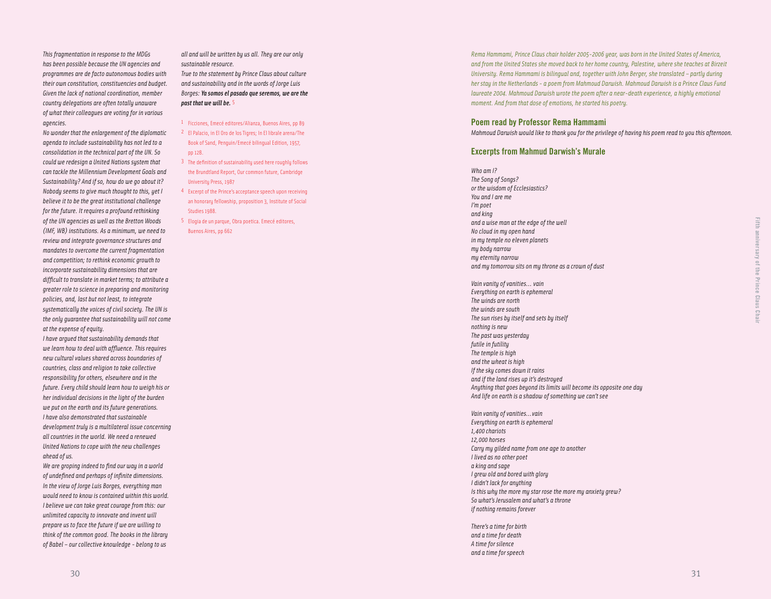*This fragmentation in response to the MDGs has been possible because the UN agencies and programmes are de facto autonomous bodies with their own constitution, constituencies and budget. Given the lack of national coordination, member country delegations are often totally unaware of what their colleagues are voting for in various agencies.*

*No wonder that the enlargement of the diplomatic agenda to include sustainability has not led to a consolidation in the technical part of the UN. So could we redesign a United Nations system that can tackle the Millennium Development Goals and Sustainability? And if so, how do we go about it? Nobody seems to give much thought to this, yet I believe it to be the great institutional challenge for the future. It requires a profound rethinking of the UN agencies as well as the Bretton Woods (IMF, WB) institutions. As a minimum, we need to review and integrate governance structures and mandates to overcome the current fragmentation and competition; to rethink economic growth to incorporate sustainability dimensions that are difficult to translate in market terms; to attribute a greater role to science in preparing and monitoring policies, and, last but not least, to integrate systematically the voices of civil society. The UN is the only guarantee that sustainability will not come at the expense of equity.*

*I have argued that sustainability demands that we learn how to deal with affluence. This requires new cultural values shared across boundaries of countries, class and religion to take collective responsibility for others, elsewhere and in the future. Every child should learn how to weigh his or her individual decisions in the light of the burden we put on the earth and its future generations.*

*I have also demonstrated that sustainable development truly is a multilateral issue concerning all countries in the world. We need a renewed United Nations to cope with the new challenges ahead of us.*

*We are groping indeed to find our way in a world of undefined and perhaps of infinite dimensions. In the view of Jorge Luis Borges, everything man would need to know is contained within this world. I believe we can take great courage from this: our unlimited capacity to innovate and invent will prepare us to face the future if we are willing to think of the common good. The books in the library of Babel – our collective knowledge – belong to us all and will be written by us all. They are our only sustainable resource.*

*True to the statement by Prince Claus about culture and sustainability and in the words of Jorge Luis Borges:* ***Ya somos el pasado que seremos, we are the past that we will be.*** [5]

[1] Ficciones, Emecé editores/Alianza, Buenos Aires, pp 89

[2] El Palacio, in El Oro de los Tigres; In El librale arena/The Book of Sand, Penguin/Emecé bilingual Edition, 1957, pp 128.

[3] The definition of sustainability used here roughly follows the Brundtland Report, Our common future, Cambridge University Press, 1987

[4] Excerpt of the Prince's acceptance speech upon receiving an honorary fellowship, proposition 3, Institute of Social Studies 1988.

[5] Elogia de un parque, Obra poetica. Emecé editores, Buenos Aires, pp 662

*Rema Hammami, Prince Claus chair holder 2005-2006 year, was born in the United States of America, and from the United States she moved back to her home country, Palestine, where she teaches at Birzeit University. Rema Hammami is bilingual and, together with John Berger, she translated – partly during her stay in the Netherlands - a poem from Mahmoud Darwish. Mahmoud Darwish is a Prince Claus Fund laureate 2004. Mahmoud Darwish wrote the poem after a near-death experience, a highly emotional moment. And from that dose of emotions, he started his poetry.*

## Poem read by Professor Rema Hammami

*Mahmoud Darwish would like to thank you for the privilege of having his poem read to you this afternoon.*

## Excerpts from Mahmud Darwish's Murale

*Who am I?*
*The Song of Songs?*
*or the wisdom of Ecclesiastics?*
*You and I are me*
*I'm poet*
*and king*
*and a wise man at the edge of the well*
*No cloud in my open hand*
*in my temple no eleven planets*
*my body narrow*
*my eternity narrow*
*and my tomorrow sits on my throne as a crown of dust*

*Vain vanity of vanities… vain*
*Everything on earth is ephemeral*
*The winds are north*
*the winds are south*
*The sun rises by itself and sets by itself*
*nothing is new*
*The past was yesterday*
*futile in futility*
*The temple is high*
*and the wheat is high*
*If the sky comes down it rains*
*and if the land rises up it's destroyed*
*Anything that goes beyond its limits will become its opposite one day*
*And life on earth is a shadow of something we can't see*

*Vain vanity of vanities…vain*
*Everything on earth is ephemeral*
*1,400 chariots*
*12,000 horses*
*Carry my gilded name from one age to another*
*I lived as no other poet*
*a king and sage*
*I grew old and bored with glory*
*I didn't lack for anything*
*Is this why the more my star rose the more my anxiety grew?*
*So what's Jerusalem and what's a throne*
*if nothing remains forever*

*There's a time for birth*
*and a time for death*
*A time for silence*
*and a time for speech*